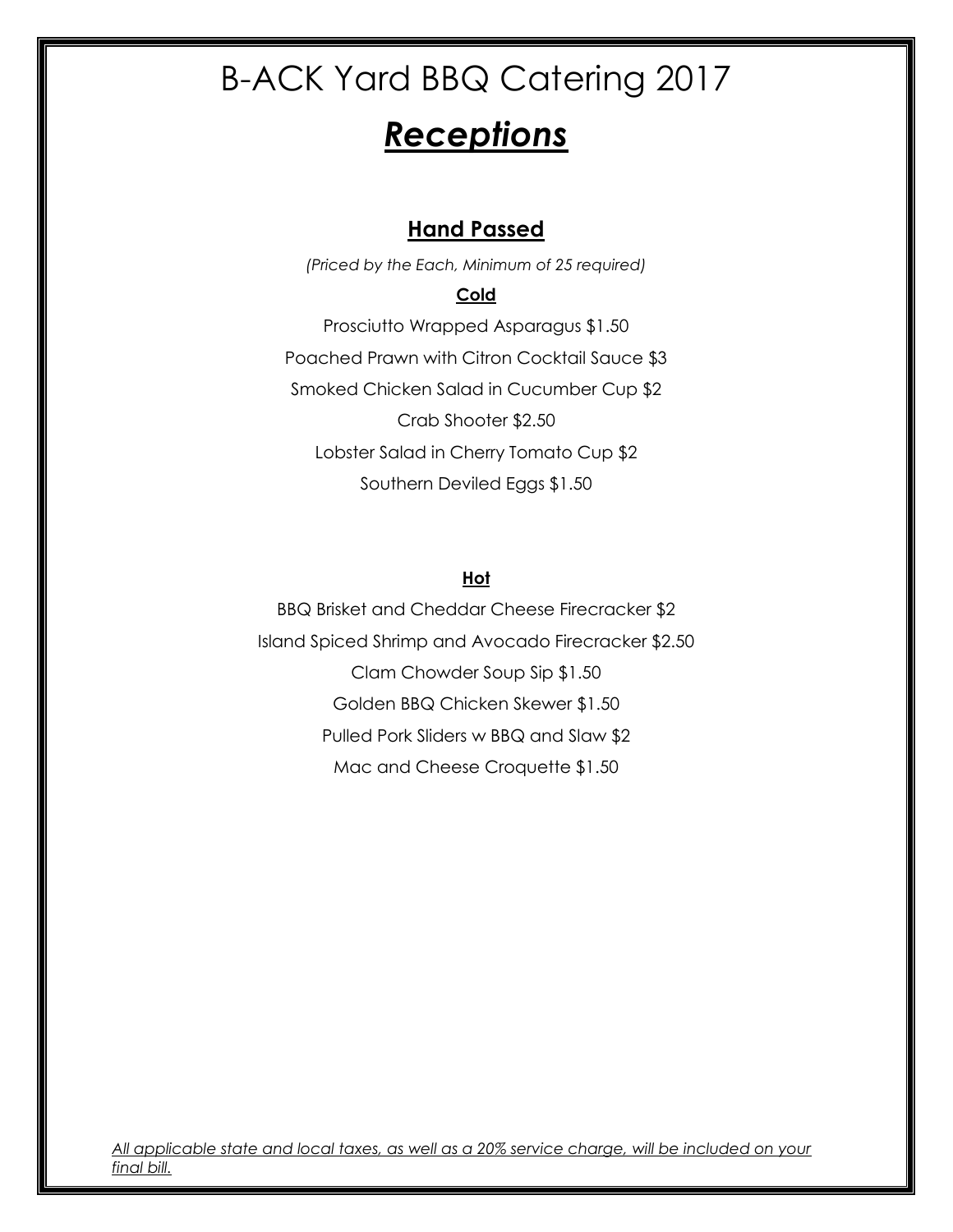# B-ACK Yard BBQ Catering 2017

## ***Receptions***

### **Hand Passed**

*(Priced by the Each, Minimum of 25 required)*

**Cold**

Prosciutto Wrapped Asparagus $1.50

Poached Prawn with Citron Cocktail Sauce $3

Smoked Chicken Salad in Cucumber Cup $2

Crab Shooter $2.50

Lobster Salad in Cherry Tomato Cup $2

Southern Deviled Eggs $1.50

**Hot**

BBQ Brisket and Cheddar Cheese Firecracker $2

Island Spiced Shrimp and Avocado Firecracker $2.50

Clam Chowder Soup Sip $1.50

Golden BBQ Chicken Skewer $1.50

Pulled Pork Sliders w BBQ and Slaw $2

Mac and Cheese Croquette $1.50

*All applicable state and local taxes, as well as a 20% service charge, will be included on your final bill.*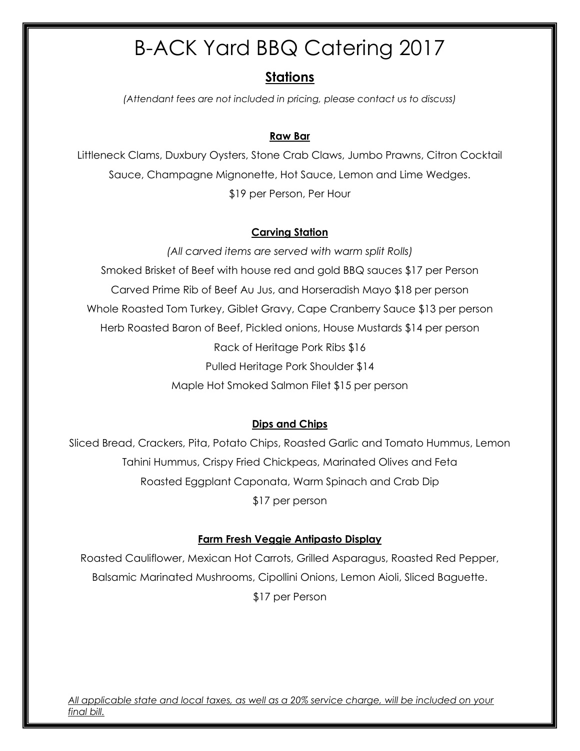# B-ACK Yard BBQ Catering 2017

## Stations

*(Attendant fees are not included in pricing, please contact us to discuss)*

### Raw Bar

Littleneck Clams, Duxbury Oysters, Stone Crab Claws, Jumbo Prawns, Citron Cocktail Sauce, Champagne Mignonette, Hot Sauce, Lemon and Lime Wedges.

$19 per Person, Per Hour

### Carving Station

*(All carved items are served with warm split Rolls)*

Smoked Brisket of Beef with house red and gold BBQ sauces $17 per Person

Carved Prime Rib of Beef Au Jus, and Horseradish Mayo $18 per person

Whole Roasted Tom Turkey, Giblet Gravy, Cape Cranberry Sauce $13 per person

Herb Roasted Baron of Beef, Pickled onions, House Mustards $14 per person

Rack of Heritage Pork Ribs $16

Pulled Heritage Pork Shoulder $14

Maple Hot Smoked Salmon Filet $15 per person

### Dips and Chips

Sliced Bread, Crackers, Pita, Potato Chips, Roasted Garlic and Tomato Hummus, Lemon Tahini Hummus, Crispy Fried Chickpeas, Marinated Olives and Feta

Roasted Eggplant Caponata, Warm Spinach and Crab Dip

$17 per person

### Farm Fresh Veggie Antipasto Display

Roasted Cauliflower, Mexican Hot Carrots, Grilled Asparagus, Roasted Red Pepper, Balsamic Marinated Mushrooms, Cipollini Onions, Lemon Aioli, Sliced Baguette.

$17 per Person

*All applicable state and local taxes, as well as a 20% service charge, will be included on your final bill.*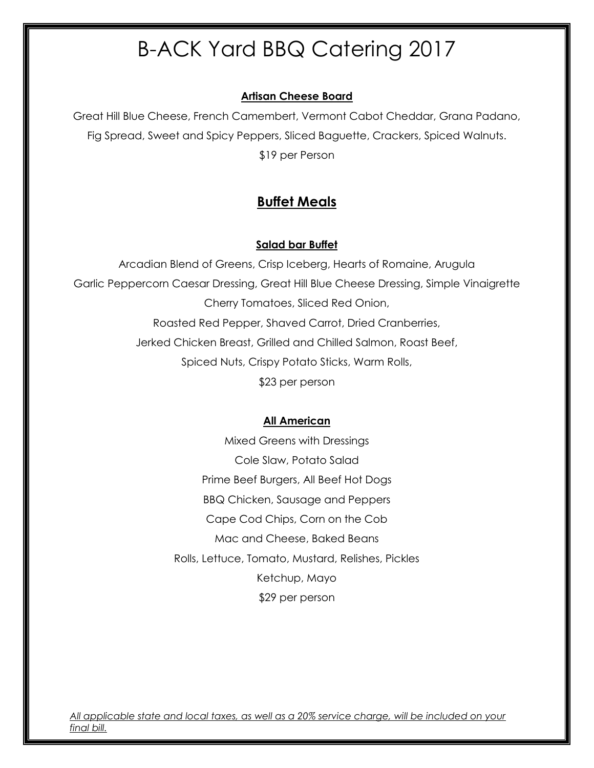# B-ACK Yard BBQ Catering 2017

**Artisan Cheese Board**

Great Hill Blue Cheese, French Camembert, Vermont Cabot Cheddar, Grana Padano,
Fig Spread, Sweet and Spicy Peppers, Sliced Baguette, Crackers, Spiced Walnuts.
$19 per Person

## Buffet Meals

**Salad bar Buffet**

Arcadian Blend of Greens, Crisp Iceberg, Hearts of Romaine, Arugula
Garlic Peppercorn Caesar Dressing, Great Hill Blue Cheese Dressing, Simple Vinaigrette
Cherry Tomatoes, Sliced Red Onion,
Roasted Red Pepper, Shaved Carrot, Dried Cranberries,
Jerked Chicken Breast, Grilled and Chilled Salmon, Roast Beef,
Spiced Nuts, Crispy Potato Sticks, Warm Rolls,
$23 per person

**All American**

Mixed Greens with Dressings
Cole Slaw, Potato Salad
Prime Beef Burgers, All Beef Hot Dogs
BBQ Chicken, Sausage and Peppers
Cape Cod Chips, Corn on the Cob
Mac and Cheese, Baked Beans
Rolls, Lettuce, Tomato, Mustard, Relishes, Pickles
Ketchup, Mayo
$29 per person

*All applicable state and local taxes, as well as a 20% service charge, will be included on your final bill.*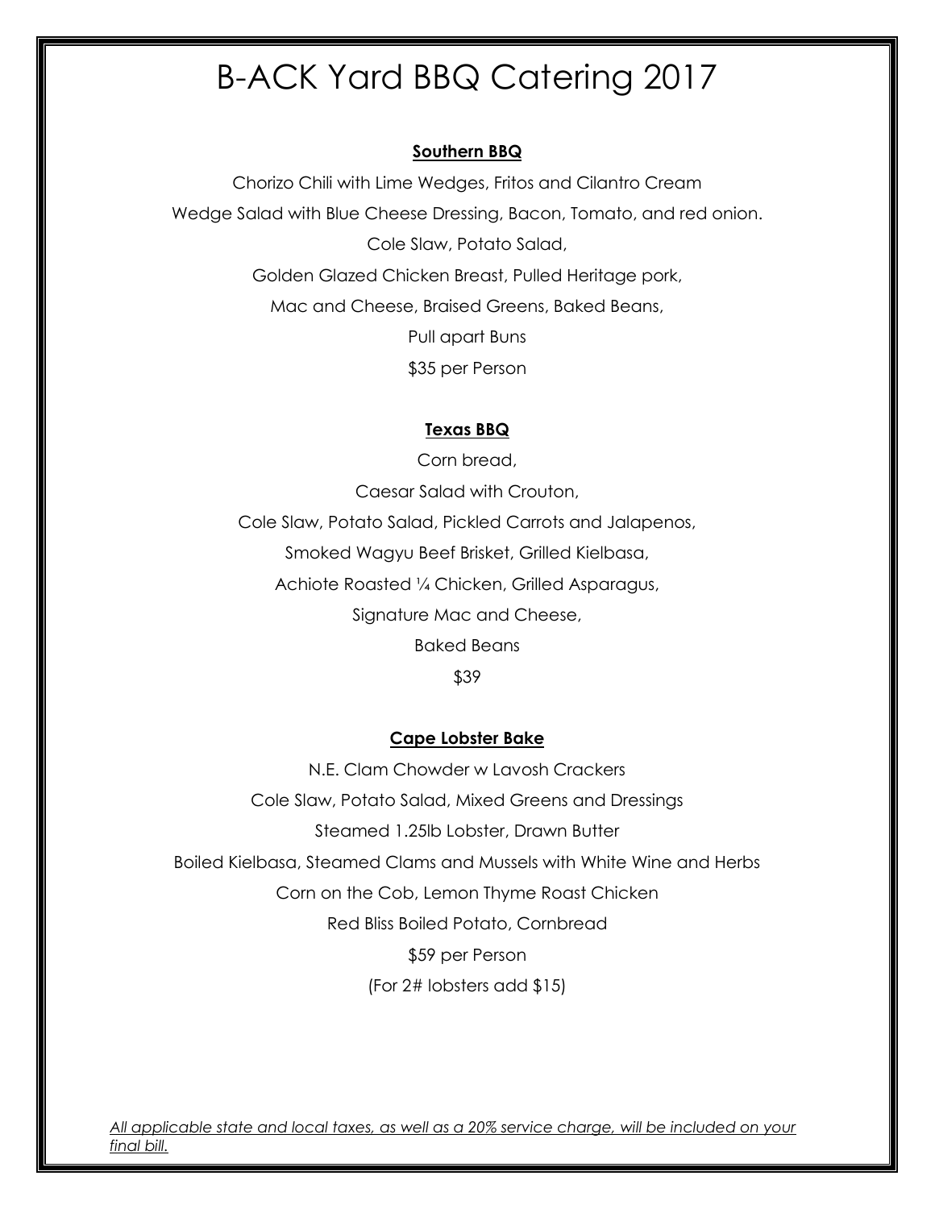# B-ACK Yard BBQ Catering 2017

**Southern BBQ**

Chorizo Chili with Lime Wedges, Fritos and Cilantro Cream

Wedge Salad with Blue Cheese Dressing, Bacon, Tomato, and red onion.

Cole Slaw, Potato Salad,

Golden Glazed Chicken Breast, Pulled Heritage pork,

Mac and Cheese, Braised Greens, Baked Beans,

Pull apart Buns

$35 per Person

**Texas BBQ**

Corn bread,

Caesar Salad with Crouton,

Cole Slaw, Potato Salad, Pickled Carrots and Jalapenos,

Smoked Wagyu Beef Brisket, Grilled Kielbasa,

Achiote Roasted ¼ Chicken, Grilled Asparagus,

Signature Mac and Cheese,

Baked Beans

$39

**Cape Lobster Bake**

N.E. Clam Chowder w Lavosh Crackers

Cole Slaw, Potato Salad, Mixed Greens and Dressings

Steamed 1.25lb Lobster, Drawn Butter

Boiled Kielbasa, Steamed Clams and Mussels with White Wine and Herbs

Corn on the Cob, Lemon Thyme Roast Chicken

Red Bliss Boiled Potato, Cornbread

$59 per Person

(For 2# lobsters add $15)

*All applicable state and local taxes, as well as a 20% service charge, will be included on your final bill.*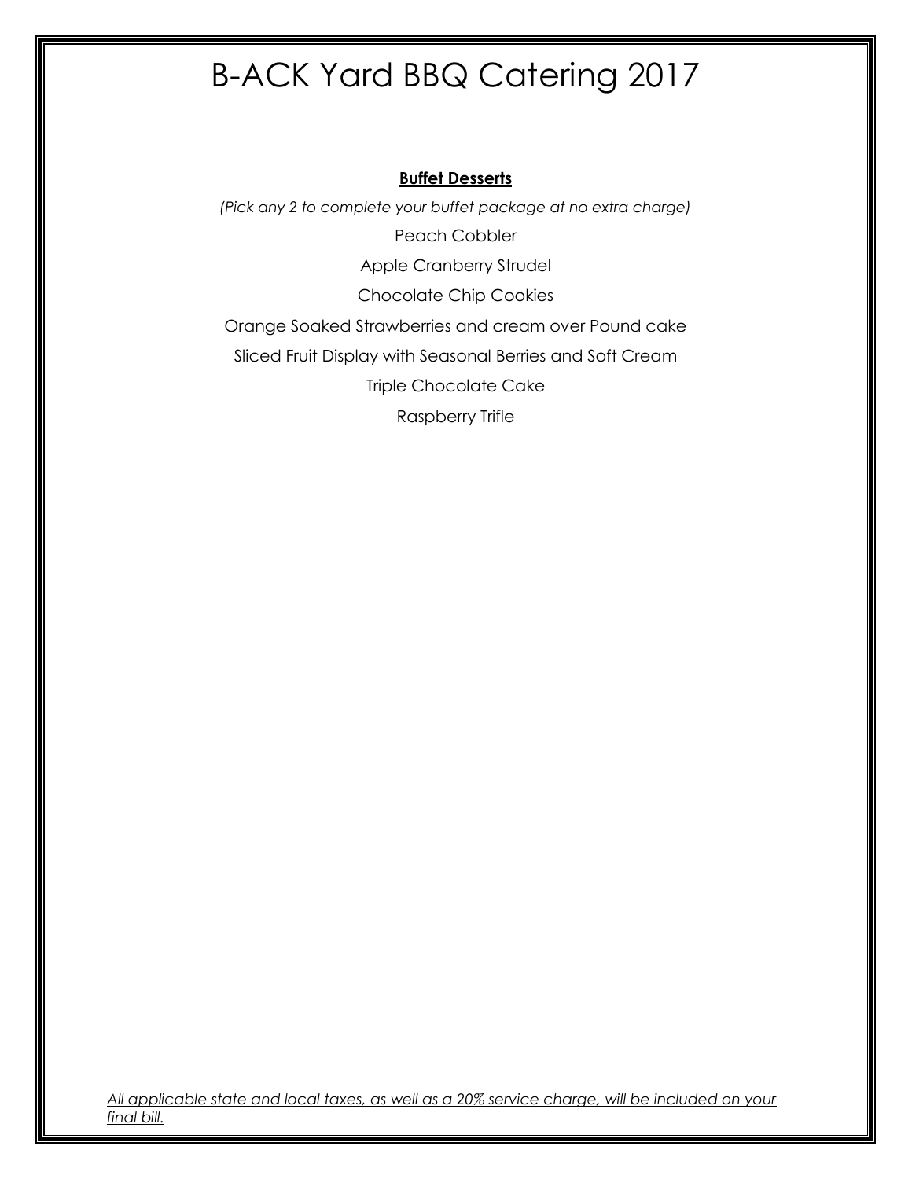# B-ACK Yard BBQ Catering 2017

**Buffet Desserts**

*(Pick any 2 to complete your buffet package at no extra charge)*

Peach Cobbler

Apple Cranberry Strudel

Chocolate Chip Cookies

Orange Soaked Strawberries and cream over Pound cake

Sliced Fruit Display with Seasonal Berries and Soft Cream

Triple Chocolate Cake

Raspberry Trifle

*All applicable state and local taxes, as well as a 20% service charge, will be included on your final bill.*